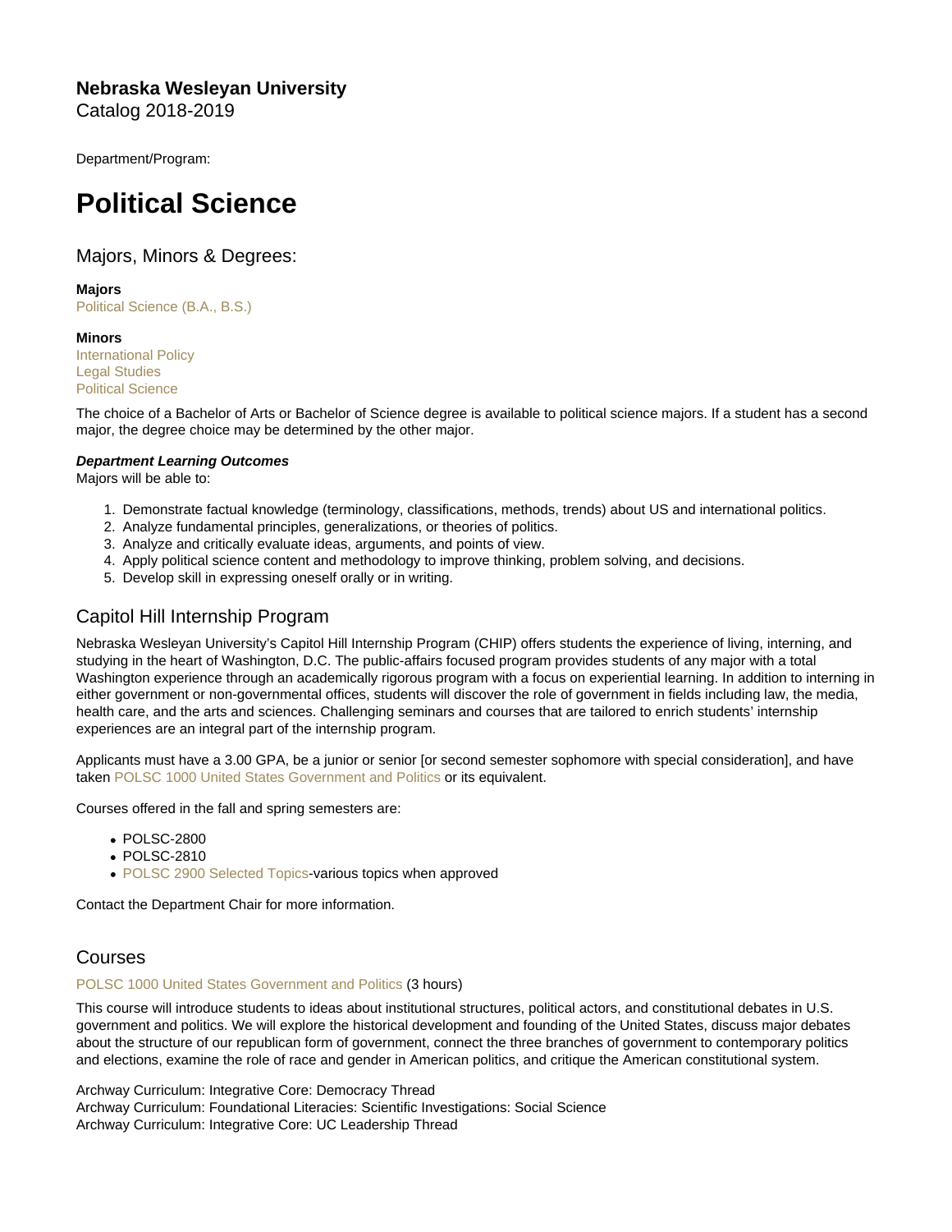**Nebraska Wesleyan University**
Catalog 2018-2019

Department/Program:

# Political Science

## Majors, Minors & Degrees:

**Majors**
Political Science (B.A., B.S.)

**Minors**
International Policy
Legal Studies
Political Science

The choice of a Bachelor of Arts or Bachelor of Science degree is available to political science majors. If a student has a second major, the degree choice may be determined by the other major.

***Department Learning Outcomes***
Majors will be able to:

1. Demonstrate factual knowledge (terminology, classifications, methods, trends) about US and international politics.
2. Analyze fundamental principles, generalizations, or theories of politics.
3. Analyze and critically evaluate ideas, arguments, and points of view.
4. Apply political science content and methodology to improve thinking, problem solving, and decisions.
5. Develop skill in expressing oneself orally or in writing.

## Capitol Hill Internship Program

Nebraska Wesleyan University's Capitol Hill Internship Program (CHIP) offers students the experience of living, interning, and studying in the heart of Washington, D.C. The public-affairs focused program provides students of any major with a total Washington experience through an academically rigorous program with a focus on experiential learning. In addition to interning in either government or non-governmental offices, students will discover the role of government in fields including law, the media, health care, and the arts and sciences. Challenging seminars and courses that are tailored to enrich students' internship experiences are an integral part of the internship program.

Applicants must have a 3.00 GPA, be a junior or senior [or second semester sophomore with special consideration], and have taken POLSC 1000 United States Government and Politics or its equivalent.

Courses offered in the fall and spring semesters are:

- POLSC-2800
- POLSC-2810
- POLSC 2900 Selected Topics-various topics when approved

Contact the Department Chair for more information.

## Courses

POLSC 1000 United States Government and Politics (3 hours)

This course will introduce students to ideas about institutional structures, political actors, and constitutional debates in U.S. government and politics. We will explore the historical development and founding of the United States, discuss major debates about the structure of our republican form of government, connect the three branches of government to contemporary politics and elections, examine the role of race and gender in American politics, and critique the American constitutional system.

Archway Curriculum: Integrative Core: Democracy Thread
Archway Curriculum: Foundational Literacies: Scientific Investigations: Social Science
Archway Curriculum: Integrative Core: UC Leadership Thread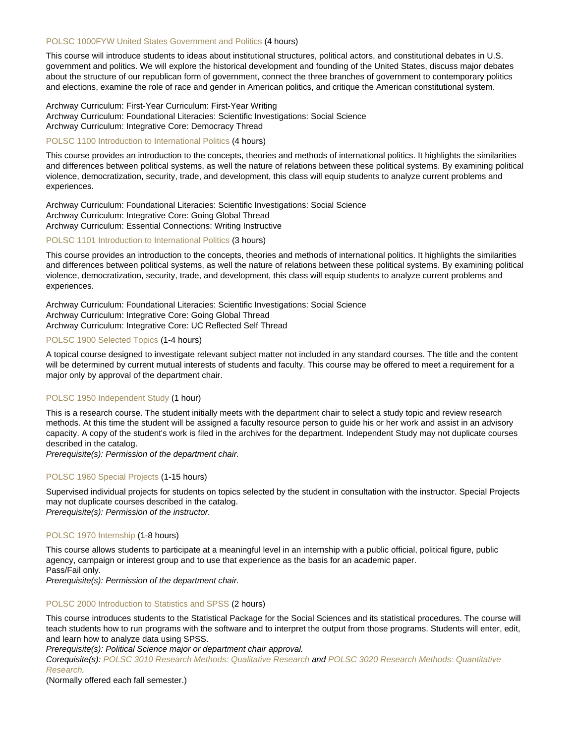### POLSC 1000FYW United States Government and Politics (4 hours)

This course will introduce students to ideas about institutional structures, political actors, and constitutional debates in U.S. government and politics. We will explore the historical development and founding of the United States, discuss major debates about the structure of our republican form of government, connect the three branches of government to contemporary politics and elections, examine the role of race and gender in American politics, and critique the American constitutional system.

Archway Curriculum: First-Year Curriculum: First-Year Writing
Archway Curriculum: Foundational Literacies: Scientific Investigations: Social Science
Archway Curriculum: Integrative Core: Democracy Thread

### POLSC 1100 Introduction to International Politics (4 hours)

This course provides an introduction to the concepts, theories and methods of international politics. It highlights the similarities and differences between political systems, as well the nature of relations between these political systems. By examining political violence, democratization, security, trade, and development, this class will equip students to analyze current problems and experiences.

Archway Curriculum: Foundational Literacies: Scientific Investigations: Social Science
Archway Curriculum: Integrative Core: Going Global Thread
Archway Curriculum: Essential Connections: Writing Instructive

### POLSC 1101 Introduction to International Politics (3 hours)

This course provides an introduction to the concepts, theories and methods of international politics. It highlights the similarities and differences between political systems, as well the nature of relations between these political systems. By examining political violence, democratization, security, trade, and development, this class will equip students to analyze current problems and experiences.

Archway Curriculum: Foundational Literacies: Scientific Investigations: Social Science
Archway Curriculum: Integrative Core: Going Global Thread
Archway Curriculum: Integrative Core: UC Reflected Self Thread

### POLSC 1900 Selected Topics (1-4 hours)

A topical course designed to investigate relevant subject matter not included in any standard courses. The title and the content will be determined by current mutual interests of students and faculty. This course may be offered to meet a requirement for a major only by approval of the department chair.

### POLSC 1950 Independent Study (1 hour)

This is a research course. The student initially meets with the department chair to select a study topic and review research methods. At this time the student will be assigned a faculty resource person to guide his or her work and assist in an advisory capacity. A copy of the student's work is filed in the archives for the department. Independent Study may not duplicate courses described in the catalog.
*Prerequisite(s): Permission of the department chair.*

### POLSC 1960 Special Projects (1-15 hours)

Supervised individual projects for students on topics selected by the student in consultation with the instructor. Special Projects may not duplicate courses described in the catalog.
*Prerequisite(s): Permission of the instructor.*

### POLSC 1970 Internship (1-8 hours)

This course allows students to participate at a meaningful level in an internship with a public official, political figure, public agency, campaign or interest group and to use that experience as the basis for an academic paper.
Pass/Fail only.
*Prerequisite(s): Permission of the department chair.*

### POLSC 2000 Introduction to Statistics and SPSS (2 hours)

This course introduces students to the Statistical Package for the Social Sciences and its statistical procedures. The course will teach students how to run programs with the software and to interpret the output from those programs. Students will enter, edit, and learn how to analyze data using SPSS.
*Prerequisite(s): Political Science major or department chair approval.*
*Corequisite(s): POLSC 3010 Research Methods: Qualitative Research and POLSC 3020 Research Methods: Quantitative Research.*
(Normally offered each fall semester.)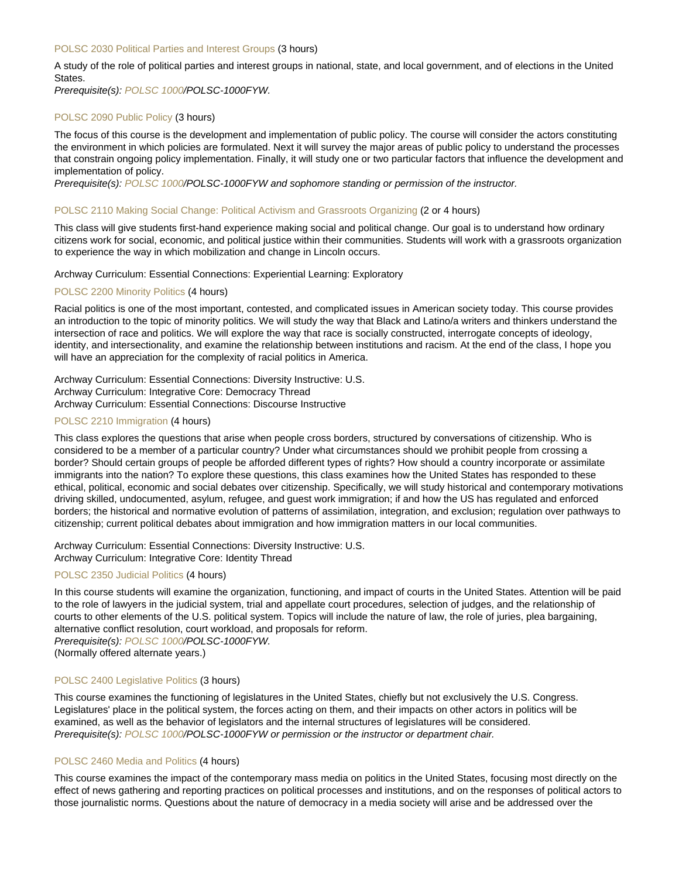### POLSC 2030 Political Parties and Interest Groups (3 hours)

A study of the role of political parties and interest groups in national, state, and local government, and of elections in the United States.
*Prerequisite(s): POLSC 1000/POLSC-1000FYW.*

### POLSC 2090 Public Policy (3 hours)

The focus of this course is the development and implementation of public policy. The course will consider the actors constituting the environment in which policies are formulated. Next it will survey the major areas of public policy to understand the processes that constrain ongoing policy implementation. Finally, it will study one or two particular factors that influence the development and implementation of policy.
*Prerequisite(s): POLSC 1000/POLSC-1000FYW and sophomore standing or permission of the instructor.*

### POLSC 2110 Making Social Change: Political Activism and Grassroots Organizing (2 or 4 hours)

This class will give students first-hand experience making social and political change. Our goal is to understand how ordinary citizens work for social, economic, and political justice within their communities. Students will work with a grassroots organization to experience the way in which mobilization and change in Lincoln occurs.

Archway Curriculum: Essential Connections: Experiential Learning: Exploratory

### POLSC 2200 Minority Politics (4 hours)

Racial politics is one of the most important, contested, and complicated issues in American society today. This course provides an introduction to the topic of minority politics. We will study the way that Black and Latino/a writers and thinkers understand the intersection of race and politics. We will explore the way that race is socially constructed, interrogate concepts of ideology, identity, and intersectionality, and examine the relationship between institutions and racism. At the end of the class, I hope you will have an appreciation for the complexity of racial politics in America.

Archway Curriculum: Essential Connections: Diversity Instructive: U.S.
Archway Curriculum: Integrative Core: Democracy Thread
Archway Curriculum: Essential Connections: Discourse Instructive

### POLSC 2210 Immigration (4 hours)

This class explores the questions that arise when people cross borders, structured by conversations of citizenship. Who is considered to be a member of a particular country? Under what circumstances should we prohibit people from crossing a border? Should certain groups of people be afforded different types of rights? How should a country incorporate or assimilate immigrants into the nation? To explore these questions, this class examines how the United States has responded to these ethical, political, economic and social debates over citizenship. Specifically, we will study historical and contemporary motivations driving skilled, undocumented, asylum, refugee, and guest work immigration; if and how the US has regulated and enforced borders; the historical and normative evolution of patterns of assimilation, integration, and exclusion; regulation over pathways to citizenship; current political debates about immigration and how immigration matters in our local communities.

Archway Curriculum: Essential Connections: Diversity Instructive: U.S.
Archway Curriculum: Integrative Core: Identity Thread

### POLSC 2350 Judicial Politics (4 hours)

In this course students will examine the organization, functioning, and impact of courts in the United States. Attention will be paid to the role of lawyers in the judicial system, trial and appellate court procedures, selection of judges, and the relationship of courts to other elements of the U.S. political system. Topics will include the nature of law, the role of juries, plea bargaining, alternative conflict resolution, court workload, and proposals for reform.
*Prerequisite(s): POLSC 1000/POLSC-1000FYW.*
(Normally offered alternate years.)

### POLSC 2400 Legislative Politics (3 hours)

This course examines the functioning of legislatures in the United States, chiefly but not exclusively the U.S. Congress. Legislatures' place in the political system, the forces acting on them, and their impacts on other actors in politics will be examined, as well as the behavior of legislators and the internal structures of legislatures will be considered.
*Prerequisite(s): POLSC 1000/POLSC-1000FYW or permission or the instructor or department chair.*

### POLSC 2460 Media and Politics (4 hours)

This course examines the impact of the contemporary mass media on politics in the United States, focusing most directly on the effect of news gathering and reporting practices on political processes and institutions, and on the responses of political actors to those journalistic norms. Questions about the nature of democracy in a media society will arise and be addressed over the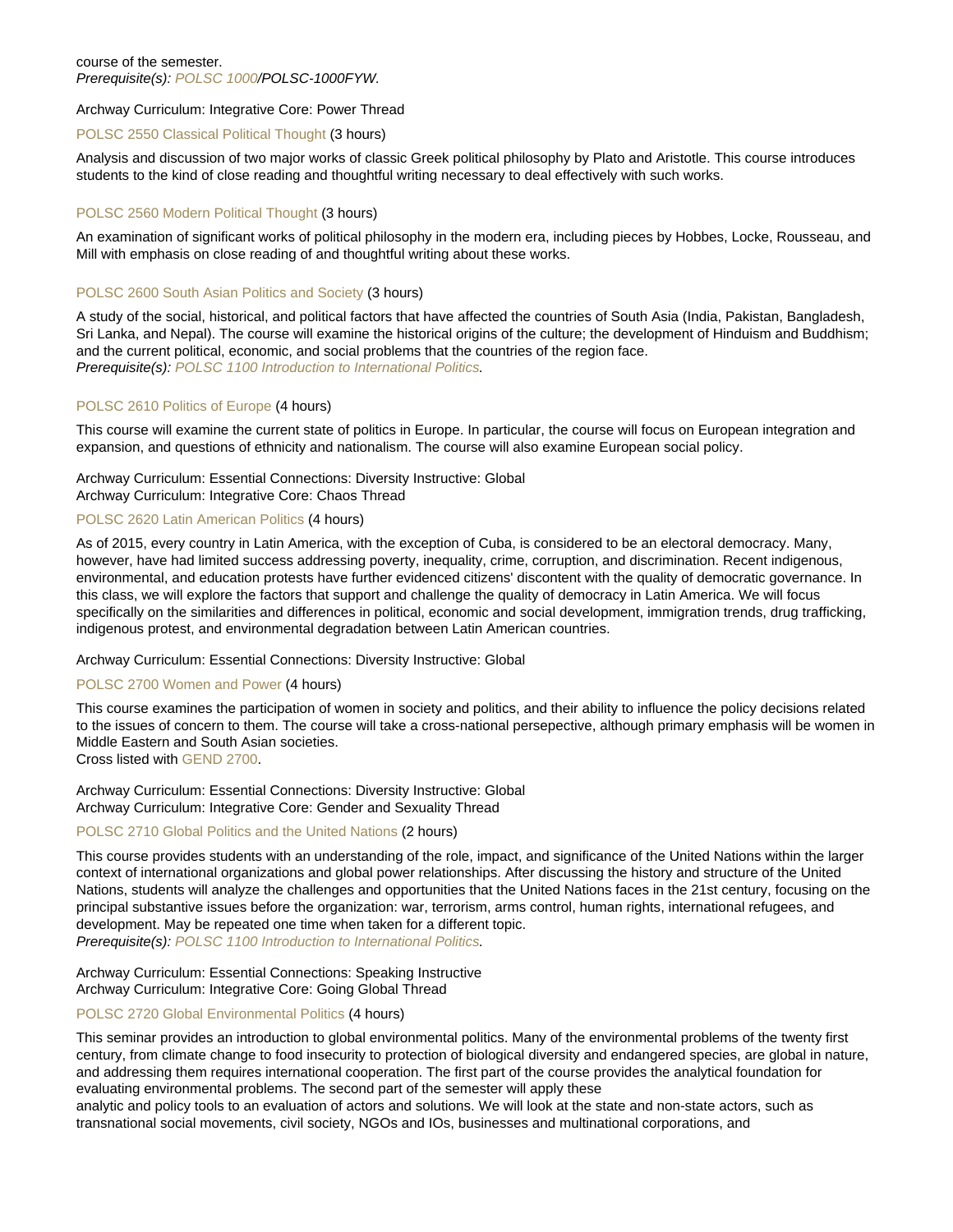course of the semester.
*Prerequisite(s): POLSC 1000/POLSC-1000FYW.*

Archway Curriculum: Integrative Core: Power Thread

### POLSC 2550 Classical Political Thought (3 hours)

Analysis and discussion of two major works of classic Greek political philosophy by Plato and Aristotle. This course introduces students to the kind of close reading and thoughtful writing necessary to deal effectively with such works.

### POLSC 2560 Modern Political Thought (3 hours)

An examination of significant works of political philosophy in the modern era, including pieces by Hobbes, Locke, Rousseau, and Mill with emphasis on close reading of and thoughtful writing about these works.

### POLSC 2600 South Asian Politics and Society (3 hours)

A study of the social, historical, and political factors that have affected the countries of South Asia (India, Pakistan, Bangladesh, Sri Lanka, and Nepal). The course will examine the historical origins of the culture; the development of Hinduism and Buddhism; and the current political, economic, and social problems that the countries of the region face.
*Prerequisite(s): POLSC 1100 Introduction to International Politics.*

### POLSC 2610 Politics of Europe (4 hours)

This course will examine the current state of politics in Europe. In particular, the course will focus on European integration and expansion, and questions of ethnicity and nationalism. The course will also examine European social policy.

Archway Curriculum: Essential Connections: Diversity Instructive: Global
Archway Curriculum: Integrative Core: Chaos Thread

### POLSC 2620 Latin American Politics (4 hours)

As of 2015, every country in Latin America, with the exception of Cuba, is considered to be an electoral democracy. Many, however, have had limited success addressing poverty, inequality, crime, corruption, and discrimination. Recent indigenous, environmental, and education protests have further evidenced citizens' discontent with the quality of democratic governance. In this class, we will explore the factors that support and challenge the quality of democracy in Latin America. We will focus specifically on the similarities and differences in political, economic and social development, immigration trends, drug trafficking, indigenous protest, and environmental degradation between Latin American countries.

Archway Curriculum: Essential Connections: Diversity Instructive: Global

### POLSC 2700 Women and Power (4 hours)

This course examines the participation of women in society and politics, and their ability to influence the policy decisions related to the issues of concern to them. The course will take a cross-national persepective, although primary emphasis will be women in Middle Eastern and South Asian societies.
Cross listed with GEND 2700.

Archway Curriculum: Essential Connections: Diversity Instructive: Global
Archway Curriculum: Integrative Core: Gender and Sexuality Thread

### POLSC 2710 Global Politics and the United Nations (2 hours)

This course provides students with an understanding of the role, impact, and significance of the United Nations within the larger context of international organizations and global power relationships. After discussing the history and structure of the United Nations, students will analyze the challenges and opportunities that the United Nations faces in the 21st century, focusing on the principal substantive issues before the organization: war, terrorism, arms control, human rights, international refugees, and development. May be repeated one time when taken for a different topic.
*Prerequisite(s): POLSC 1100 Introduction to International Politics.*

Archway Curriculum: Essential Connections: Speaking Instructive
Archway Curriculum: Integrative Core: Going Global Thread

### POLSC 2720 Global Environmental Politics (4 hours)

This seminar provides an introduction to global environmental politics. Many of the environmental problems of the twenty first century, from climate change to food insecurity to protection of biological diversity and endangered species, are global in nature, and addressing them requires international cooperation. The first part of the course provides the analytical foundation for evaluating environmental problems. The second part of the semester will apply these analytic and policy tools to an evaluation of actors and solutions. We will look at the state and non-state actors, such as transnational social movements, civil society, NGOs and IOs, businesses and multinational corporations, and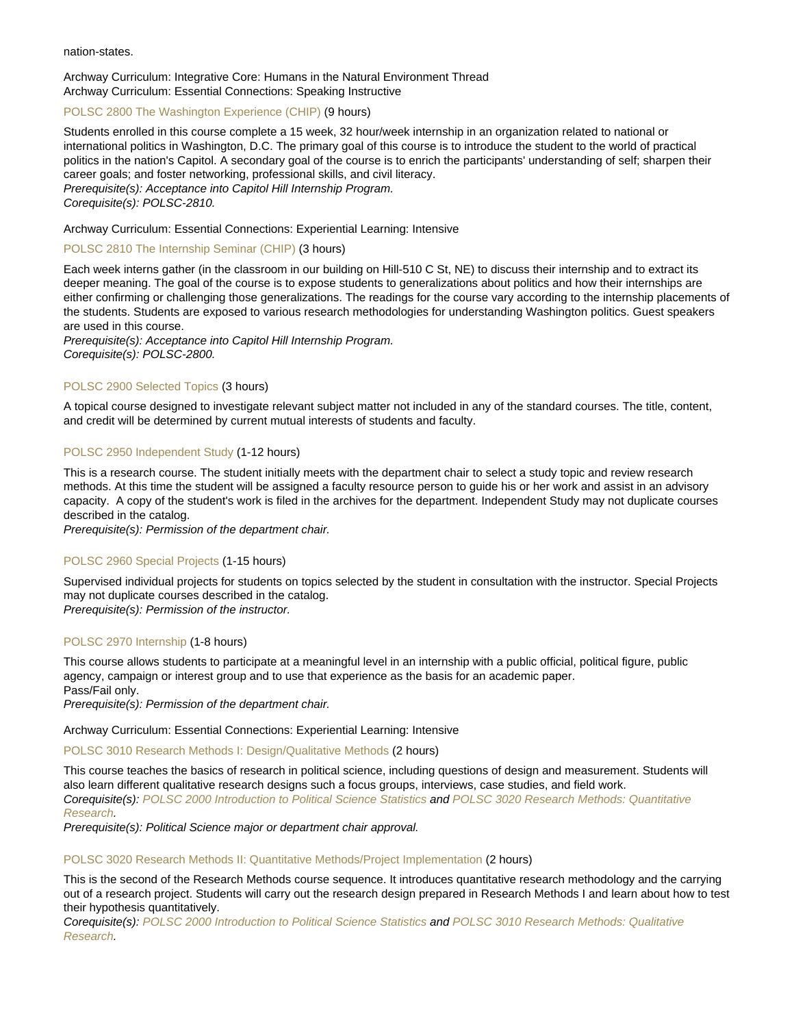nation-states.

Archway Curriculum: Integrative Core: Humans in the Natural Environment Thread
Archway Curriculum: Essential Connections: Speaking Instructive

### POLSC 2800 The Washington Experience (CHIP) (9 hours)

Students enrolled in this course complete a 15 week, 32 hour/week internship in an organization related to national or international politics in Washington, D.C. The primary goal of this course is to introduce the student to the world of practical politics in the nation's Capitol. A secondary goal of the course is to enrich the participants' understanding of self; sharpen their career goals; and foster networking, professional skills, and civil literacy.
*Prerequisite(s): Acceptance into Capitol Hill Internship Program.*
*Corequisite(s): POLSC-2810.*

Archway Curriculum: Essential Connections: Experiential Learning: Intensive

### POLSC 2810 The Internship Seminar (CHIP) (3 hours)

Each week interns gather (in the classroom in our building on Hill-510 C St, NE) to discuss their internship and to extract its deeper meaning. The goal of the course is to expose students to generalizations about politics and how their internships are either confirming or challenging those generalizations. The readings for the course vary according to the internship placements of the students. Students are exposed to various research methodologies for understanding Washington politics. Guest speakers are used in this course.
*Prerequisite(s): Acceptance into Capitol Hill Internship Program.*
*Corequisite(s): POLSC-2800.*

### POLSC 2900 Selected Topics (3 hours)

A topical course designed to investigate relevant subject matter not included in any of the standard courses. The title, content, and credit will be determined by current mutual interests of students and faculty.

### POLSC 2950 Independent Study (1-12 hours)

This is a research course. The student initially meets with the department chair to select a study topic and review research methods. At this time the student will be assigned a faculty resource person to guide his or her work and assist in an advisory capacity. A copy of the student's work is filed in the archives for the department. Independent Study may not duplicate courses described in the catalog.
*Prerequisite(s): Permission of the department chair.*

### POLSC 2960 Special Projects (1-15 hours)

Supervised individual projects for students on topics selected by the student in consultation with the instructor. Special Projects may not duplicate courses described in the catalog.
*Prerequisite(s): Permission of the instructor.*

### POLSC 2970 Internship (1-8 hours)

This course allows students to participate at a meaningful level in an internship with a public official, political figure, public agency, campaign or interest group and to use that experience as the basis for an academic paper.
Pass/Fail only.
*Prerequisite(s): Permission of the department chair.*

Archway Curriculum: Essential Connections: Experiential Learning: Intensive

### POLSC 3010 Research Methods I: Design/Qualitative Methods (2 hours)

This course teaches the basics of research in political science, including questions of design and measurement. Students will also learn different qualitative research designs such a focus groups, interviews, case studies, and field work.
*Corequisite(s): POLSC 2000 Introduction to Political Science Statistics and POLSC 3020 Research Methods: Quantitative Research.*
*Prerequisite(s): Political Science major or department chair approval.*

### POLSC 3020 Research Methods II: Quantitative Methods/Project Implementation (2 hours)

This is the second of the Research Methods course sequence. It introduces quantitative research methodology and the carrying out of a research project. Students will carry out the research design prepared in Research Methods I and learn about how to test their hypothesis quantitatively.
*Corequisite(s): POLSC 2000 Introduction to Political Science Statistics and POLSC 3010 Research Methods: Qualitative Research.*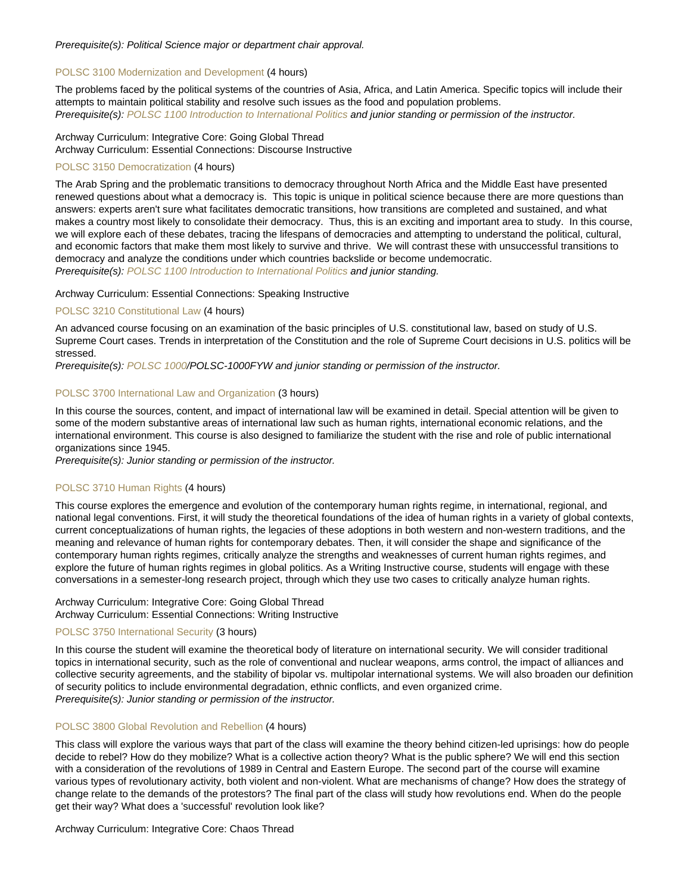*Prerequisite(s): Political Science major or department chair approval.*

### POLSC 3100 Modernization and Development (4 hours)

The problems faced by the political systems of the countries of Asia, Africa, and Latin America. Specific topics will include their attempts to maintain political stability and resolve such issues as the food and population problems.
*Prerequisite(s): POLSC 1100 Introduction to International Politics and junior standing or permission of the instructor.*

Archway Curriculum: Integrative Core: Going Global Thread
Archway Curriculum: Essential Connections: Discourse Instructive

### POLSC 3150 Democratization (4 hours)

The Arab Spring and the problematic transitions to democracy throughout North Africa and the Middle East have presented renewed questions about what a democracy is. This topic is unique in political science because there are more questions than answers: experts aren't sure what facilitates democratic transitions, how transitions are completed and sustained, and what makes a country most likely to consolidate their democracy. Thus, this is an exciting and important area to study. In this course, we will explore each of these debates, tracing the lifespans of democracies and attempting to understand the political, cultural, and economic factors that make them most likely to survive and thrive. We will contrast these with unsuccessful transitions to democracy and analyze the conditions under which countries backslide or become undemocratic.
*Prerequisite(s): POLSC 1100 Introduction to International Politics and junior standing.*

Archway Curriculum: Essential Connections: Speaking Instructive

### POLSC 3210 Constitutional Law (4 hours)

An advanced course focusing on an examination of the basic principles of U.S. constitutional law, based on study of U.S. Supreme Court cases. Trends in interpretation of the Constitution and the role of Supreme Court decisions in U.S. politics will be stressed.
*Prerequisite(s): POLSC 1000/POLSC-1000FYW and junior standing or permission of the instructor.*

### POLSC 3700 International Law and Organization (3 hours)

In this course the sources, content, and impact of international law will be examined in detail. Special attention will be given to some of the modern substantive areas of international law such as human rights, international economic relations, and the international environment. This course is also designed to familiarize the student with the rise and role of public international organizations since 1945.
*Prerequisite(s): Junior standing or permission of the instructor.*

### POLSC 3710 Human Rights (4 hours)

This course explores the emergence and evolution of the contemporary human rights regime, in international, regional, and national legal conventions. First, it will study the theoretical foundations of the idea of human rights in a variety of global contexts, current conceptualizations of human rights, the legacies of these adoptions in both western and non-western traditions, and the meaning and relevance of human rights for contemporary debates. Then, it will consider the shape and significance of the contemporary human rights regimes, critically analyze the strengths and weaknesses of current human rights regimes, and explore the future of human rights regimes in global politics. As a Writing Instructive course, students will engage with these conversations in a semester-long research project, through which they use two cases to critically analyze human rights.

Archway Curriculum: Integrative Core: Going Global Thread
Archway Curriculum: Essential Connections: Writing Instructive

### POLSC 3750 International Security (3 hours)

In this course the student will examine the theoretical body of literature on international security. We will consider traditional topics in international security, such as the role of conventional and nuclear weapons, arms control, the impact of alliances and collective security agreements, and the stability of bipolar vs. multipolar international systems. We will also broaden our definition of security politics to include environmental degradation, ethnic conflicts, and even organized crime.
*Prerequisite(s): Junior standing or permission of the instructor.*

### POLSC 3800 Global Revolution and Rebellion (4 hours)

This class will explore the various ways that part of the class will examine the theory behind citizen-led uprisings: how do people decide to rebel? How do they mobilize? What is a collective action theory? What is the public sphere? We will end this section with a consideration of the revolutions of 1989 in Central and Eastern Europe. The second part of the course will examine various types of revolutionary activity, both violent and non-violent. What are mechanisms of change? How does the strategy of change relate to the demands of the protestors? The final part of the class will study how revolutions end. When do the people get their way? What does a 'successful' revolution look like?

Archway Curriculum: Integrative Core: Chaos Thread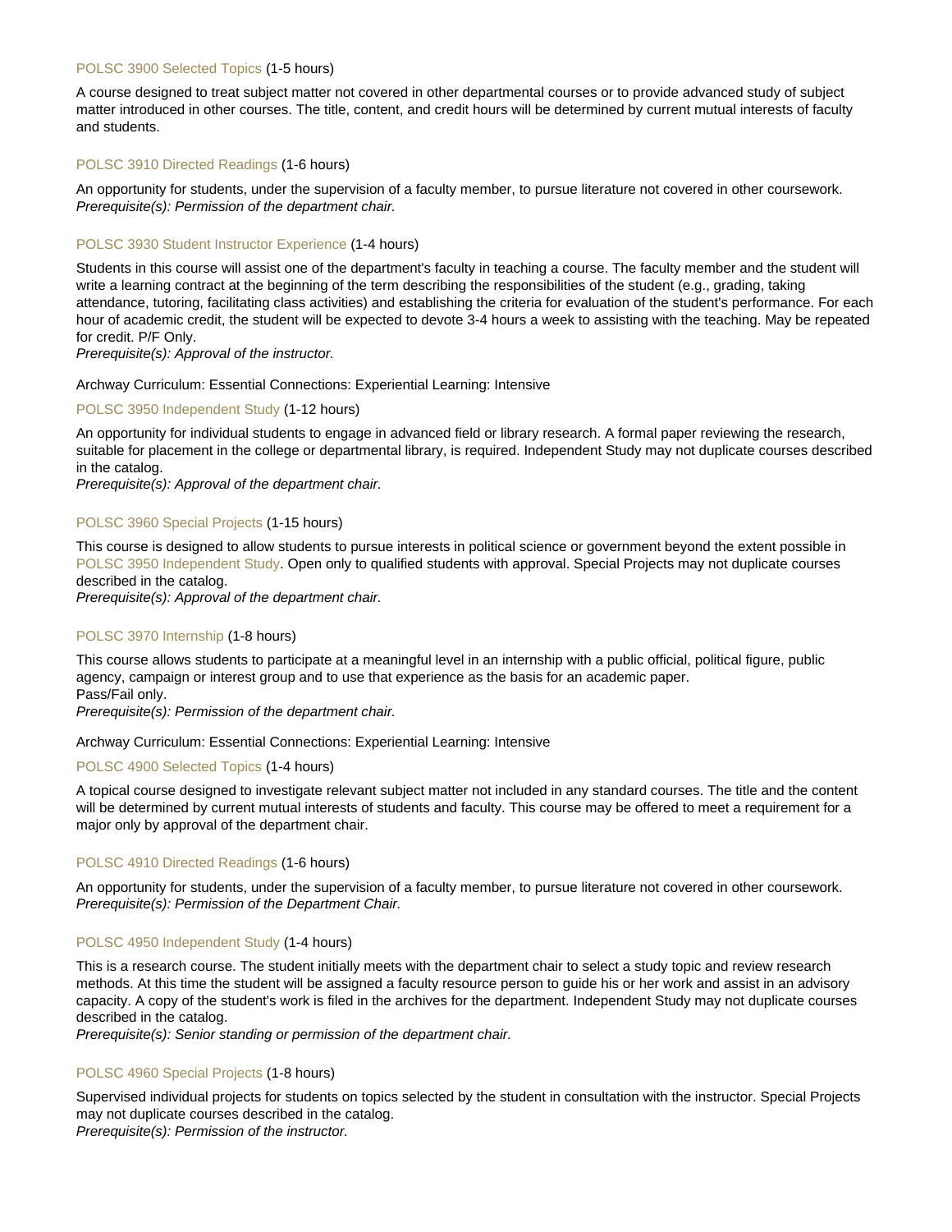### POLSC 3900 Selected Topics (1-5 hours)

A course designed to treat subject matter not covered in other departmental courses or to provide advanced study of subject matter introduced in other courses. The title, content, and credit hours will be determined by current mutual interests of faculty and students.

### POLSC 3910 Directed Readings (1-6 hours)

An opportunity for students, under the supervision of a faculty member, to pursue literature not covered in other coursework.
*Prerequisite(s): Permission of the department chair.*

### POLSC 3930 Student Instructor Experience (1-4 hours)

Students in this course will assist one of the department's faculty in teaching a course. The faculty member and the student will write a learning contract at the beginning of the term describing the responsibilities of the student (e.g., grading, taking attendance, tutoring, facilitating class activities) and establishing the criteria for evaluation of the student's performance. For each hour of academic credit, the student will be expected to devote 3-4 hours a week to assisting with the teaching. May be repeated for credit. P/F Only.
*Prerequisite(s): Approval of the instructor.*

Archway Curriculum: Essential Connections: Experiential Learning: Intensive

### POLSC 3950 Independent Study (1-12 hours)

An opportunity for individual students to engage in advanced field or library research. A formal paper reviewing the research, suitable for placement in the college or departmental library, is required. Independent Study may not duplicate courses described in the catalog.
*Prerequisite(s): Approval of the department chair.*

### POLSC 3960 Special Projects (1-15 hours)

This course is designed to allow students to pursue interests in political science or government beyond the extent possible in POLSC 3950 Independent Study. Open only to qualified students with approval. Special Projects may not duplicate courses described in the catalog.
*Prerequisite(s): Approval of the department chair.*

### POLSC 3970 Internship (1-8 hours)

This course allows students to participate at a meaningful level in an internship with a public official, political figure, public agency, campaign or interest group and to use that experience as the basis for an academic paper.
Pass/Fail only.
*Prerequisite(s): Permission of the department chair.*

Archway Curriculum: Essential Connections: Experiential Learning: Intensive

### POLSC 4900 Selected Topics (1-4 hours)

A topical course designed to investigate relevant subject matter not included in any standard courses. The title and the content will be determined by current mutual interests of students and faculty. This course may be offered to meet a requirement for a major only by approval of the department chair.

### POLSC 4910 Directed Readings (1-6 hours)

An opportunity for students, under the supervision of a faculty member, to pursue literature not covered in other coursework.
*Prerequisite(s): Permission of the Department Chair.*

### POLSC 4950 Independent Study (1-4 hours)

This is a research course. The student initially meets with the department chair to select a study topic and review research methods. At this time the student will be assigned a faculty resource person to guide his or her work and assist in an advisory capacity. A copy of the student's work is filed in the archives for the department. Independent Study may not duplicate courses described in the catalog.
*Prerequisite(s): Senior standing or permission of the department chair.*

### POLSC 4960 Special Projects (1-8 hours)

Supervised individual projects for students on topics selected by the student in consultation with the instructor. Special Projects may not duplicate courses described in the catalog.
*Prerequisite(s): Permission of the instructor.*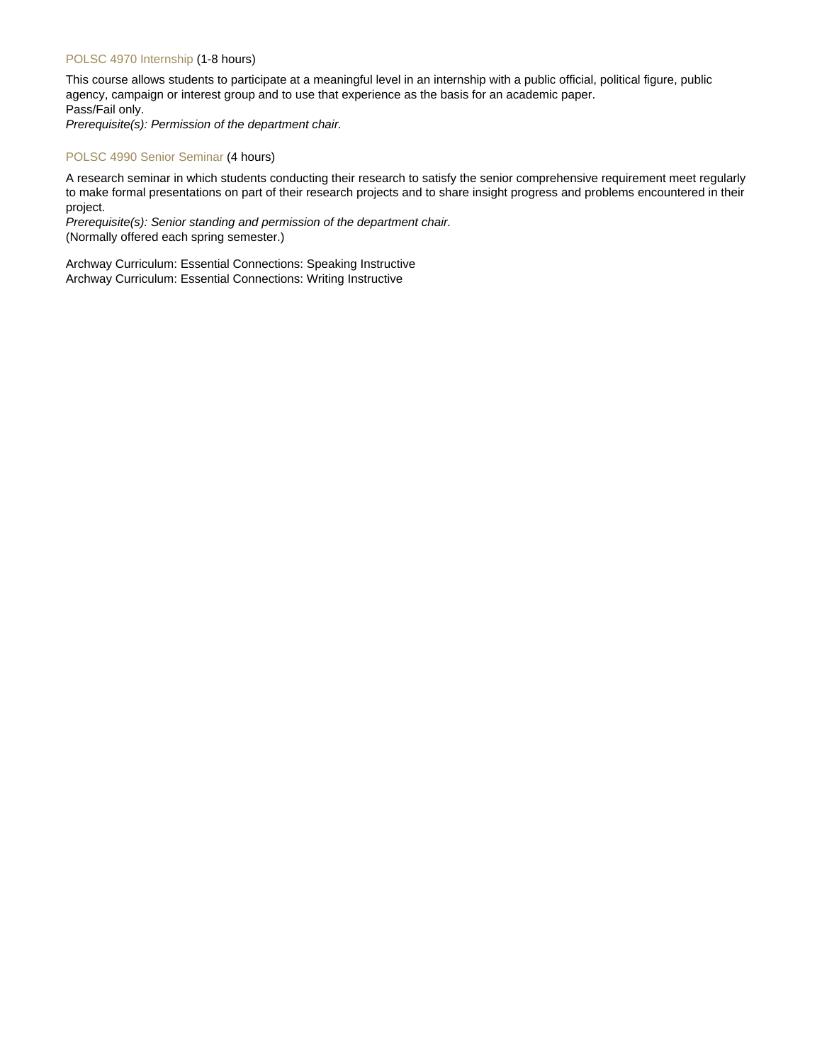### POLSC 4970 Internship (1-8 hours)

This course allows students to participate at a meaningful level in an internship with a public official, political figure, public agency, campaign or interest group and to use that experience as the basis for an academic paper.
Pass/Fail only.
*Prerequisite(s): Permission of the department chair.*

### POLSC 4990 Senior Seminar (4 hours)

A research seminar in which students conducting their research to satisfy the senior comprehensive requirement meet regularly to make formal presentations on part of their research projects and to share insight progress and problems encountered in their project.
*Prerequisite(s): Senior standing and permission of the department chair.*
(Normally offered each spring semester.)

Archway Curriculum: Essential Connections: Speaking Instructive
Archway Curriculum: Essential Connections: Writing Instructive